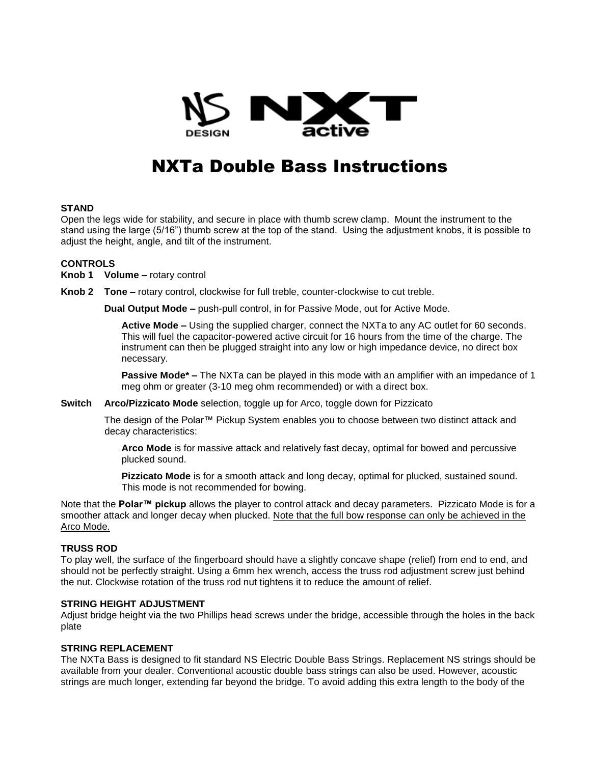NS DESIGN NXT active

# NXTa Double Bass Instructions

**STAND**

Open the legs wide for stability, and secure in place with thumb screw clamp. Mount the instrument to the stand using the large (5/16") thumb screw at the top of the stand. Using the adjustment knobs, it is possible to adjust the height, angle, and tilt of the instrument.

**CONTROLS**

**Knob 1** **Volume –** rotary control

**Knob 2** **Tone –** rotary control, clockwise for full treble, counter-clockwise to cut treble.

**Dual Output Mode –** push-pull control, in for Passive Mode, out for Active Mode.

**Active Mode –** Using the supplied charger, connect the NXTa to any AC outlet for 60 seconds. This will fuel the capacitor-powered active circuit for 16 hours from the time of the charge. The instrument can then be plugged straight into any low or high impedance device, no direct box necessary.

**Passive Mode* –** The NXTa can be played in this mode with an amplifier with an impedance of 1 meg ohm or greater (3-10 meg ohm recommended) or with a direct box.

**Switch** **Arco/Pizzicato Mode** selection, toggle up for Arco, toggle down for Pizzicato

The design of the Polar™ Pickup System enables you to choose between two distinct attack and decay characteristics:

**Arco Mode** is for massive attack and relatively fast decay, optimal for bowed and percussive plucked sound.

**Pizzicato Mode** is for a smooth attack and long decay, optimal for plucked, sustained sound. This mode is not recommended for bowing.

Note that the **Polar™ pickup** allows the player to control attack and decay parameters. Pizzicato Mode is for a smoother attack and longer decay when plucked. <u>Note that the full bow response can only be achieved in the Arco Mode.</u>

**TRUSS ROD**

To play well, the surface of the fingerboard should have a slightly concave shape (relief) from end to end, and should not be perfectly straight. Using a 6mm hex wrench, access the truss rod adjustment screw just behind the nut. Clockwise rotation of the truss rod nut tightens it to reduce the amount of relief.

**STRING HEIGHT ADJUSTMENT**

Adjust bridge height via the two Phillips head screws under the bridge, accessible through the holes in the back plate

**STRING REPLACEMENT**

The NXTa Bass is designed to fit standard NS Electric Double Bass Strings. Replacement NS strings should be available from your dealer. Conventional acoustic double bass strings can also be used. However, acoustic strings are much longer, extending far beyond the bridge. To avoid adding this extra length to the body of the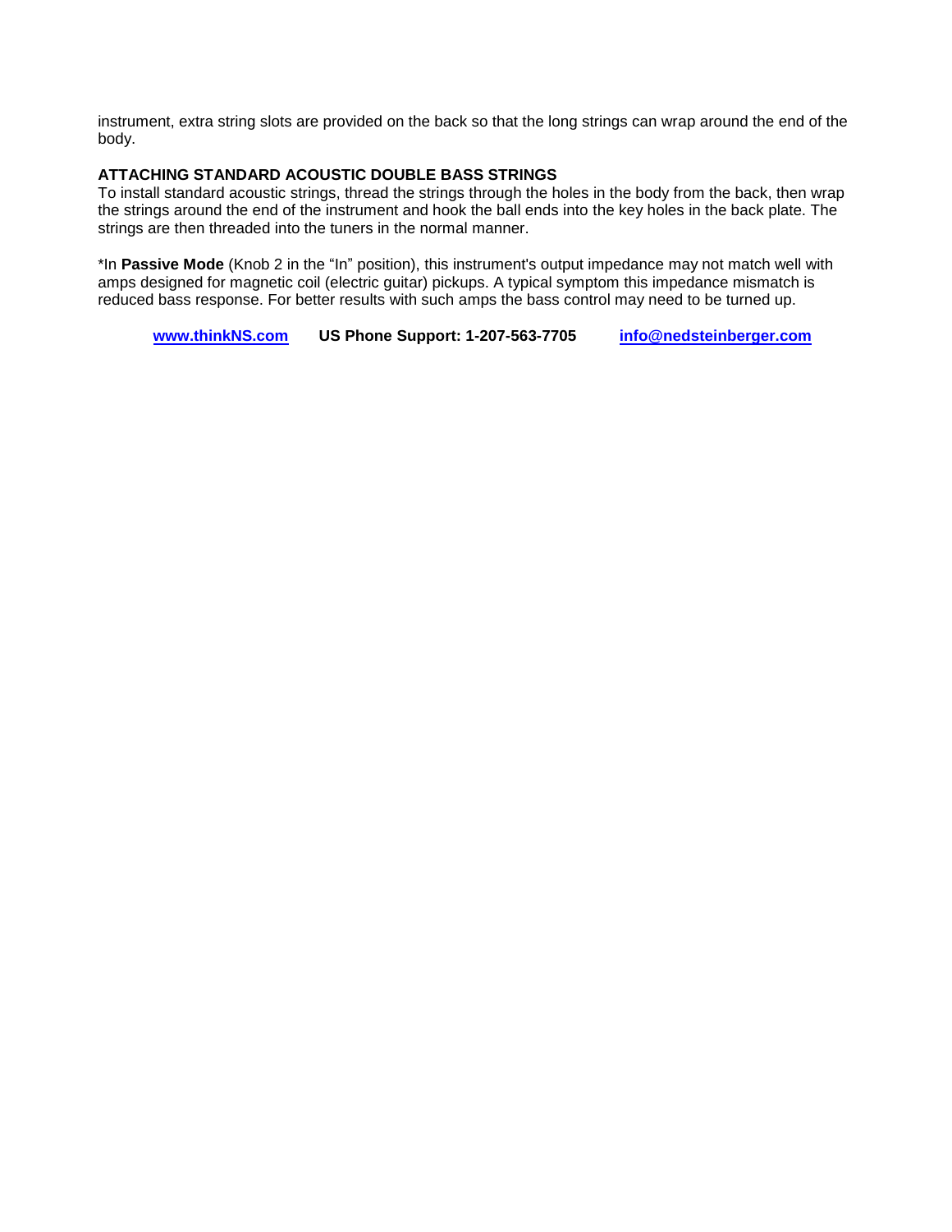instrument, extra string slots are provided on the back so that the long strings can wrap around the end of the body.

**ATTACHING STANDARD ACOUSTIC DOUBLE BASS STRINGS**

To install standard acoustic strings, thread the strings through the holes in the body from the back, then wrap the strings around the end of the instrument and hook the ball ends into the key holes in the back plate. The strings are then threaded into the tuners in the normal manner.

*In **Passive Mode** (Knob 2 in the “In” position), this instrument's output impedance may not match well with amps designed for magnetic coil (electric guitar) pickups. A typical symptom this impedance mismatch is reduced bass response. For better results with such amps the bass control may need to be turned up.

**www.thinkNS.com** **US Phone Support: 1-207-563-7705** **info@nedsteinberger.com**